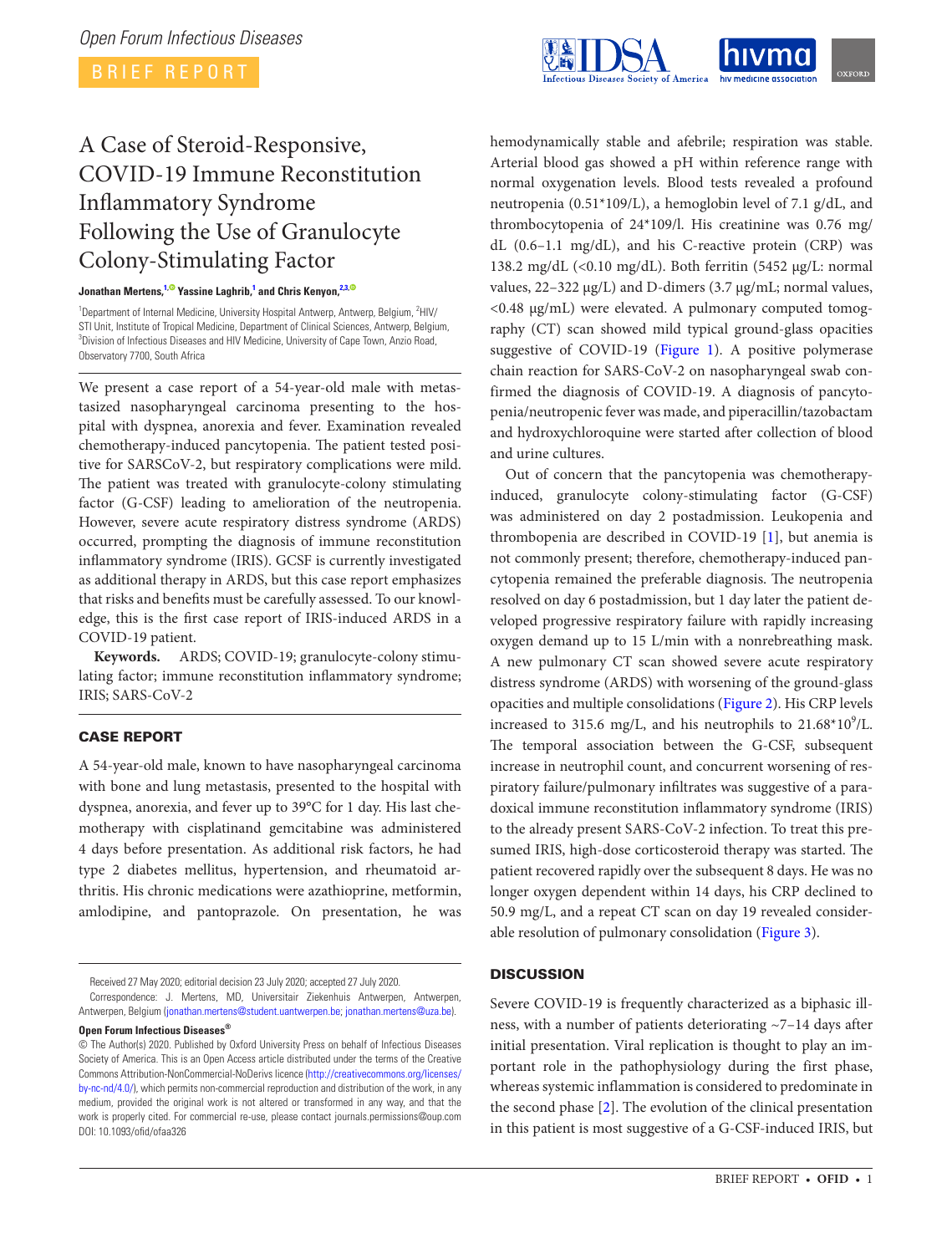Open Forum Infectious Diseases

BRIEF REPORT

# A Case of Steroid-Responsive, COVID-19 Immune Reconstitution Inflammatory Syndrome Following the Use of Granulocyte Colony-Stimulating Factor

**Jonathan Mertens,[1] Yassine Laghrib,[1] and Chris Kenyon,[2,3]**

[1]Department of Internal Medicine, University Hospital Antwerp, Antwerp, Belgium, [2]HIV/STI Unit, Institute of Tropical Medicine, Department of Clinical Sciences, Antwerp, Belgium, [3]Division of Infectious Diseases and HIV Medicine, University of Cape Town, Anzio Road, Observatory 7700, South Africa

We present a case report of a 54-year-old male with metastasized nasopharyngeal carcinoma presenting to the hospital with dyspnea, anorexia and fever. Examination revealed chemotherapy-induced pancytopenia. The patient tested positive for SARSCoV-2, but respiratory complications were mild. The patient was treated with granulocyte-colony stimulating factor (G-CSF) leading to amelioration of the neutropenia. However, severe acute respiratory distress syndrome (ARDS) occurred, prompting the diagnosis of immune reconstitution inflammatory syndrome (IRIS). GCSF is currently investigated as additional therapy in ARDS, but this case report emphasizes that risks and benefits must be carefully assessed. To our knowledge, this is the first case report of IRIS-induced ARDS in a COVID-19 patient.

**Keywords.** ARDS; COVID-19; granulocyte-colony stimulating factor; immune reconstitution inflammatory syndrome; IRIS; SARS-CoV-2

## CASE REPORT

A 54-year-old male, known to have nasopharyngeal carcinoma with bone and lung metastasis, presented to the hospital with dyspnea, anorexia, and fever up to 39°C for 1 day. His last chemotherapy with cisplatinand gemcitabine was administered 4 days before presentation. As additional risk factors, he had type 2 diabetes mellitus, hypertension, and rheumatoid arthritis. His chronic medications were azathioprine, metformin, amlodipine, and pantoprazole. On presentation, he was hemodynamically stable and afebrile; respiration was stable. Arterial blood gas showed a pH within reference range with normal oxygenation levels. Blood tests revealed a profound neutropenia (0.51*109/L), a hemoglobin level of 7.1 g/dL, and thrombocytopenia of 24*109/l. His creatinine was 0.76 mg/dL (0.6–1.1 mg/dL), and his C-reactive protein (CRP) was 138.2 mg/dL (<0.10 mg/dL). Both ferritin (5452 µg/L: normal values, 22–322 µg/L) and D-dimers (3.7 µg/mL; normal values, <0.48 µg/mL) were elevated. A pulmonary computed tomography (CT) scan showed mild typical ground-glass opacities suggestive of COVID-19 (Figure 1). A positive polymerase chain reaction for SARS-CoV-2 on nasopharyngeal swab confirmed the diagnosis of COVID-19. A diagnosis of pancytopenia/neutropenic fever was made, and piperacillin/tazobactam and hydroxychloroquine were started after collection of blood and urine cultures.

Out of concern that the pancytopenia was chemotherapy-induced, granulocyte colony-stimulating factor (G-CSF) was administered on day 2 postadmission. Leukopenia and thrombopenia are described in COVID-19 [1], but anemia is not commonly present; therefore, chemotherapy-induced pancytopenia remained the preferable diagnosis. The neutropenia resolved on day 6 postadmission, but 1 day later the patient developed progressive respiratory failure with rapidly increasing oxygen demand up to 15 L/min with a nonrebreathing mask. A new pulmonary CT scan showed severe acute respiratory distress syndrome (ARDS) with worsening of the ground-glass opacities and multiple consolidations (Figure 2). His CRP levels increased to 315.6 mg/L, and his neutrophils to $21.68 \times 10^9$/L. The temporal association between the G-CSF, subsequent increase in neutrophil count, and concurrent worsening of respiratory failure/pulmonary infiltrates was suggestive of a paradoxical immune reconstitution inflammatory syndrome (IRIS) to the already present SARS-CoV-2 infection. To treat this presumed IRIS, high-dose corticosteroid therapy was started. The patient recovered rapidly over the subsequent 8 days. He was no longer oxygen dependent within 14 days, his CRP declined to 50.9 mg/L, and a repeat CT scan on day 19 revealed considerable resolution of pulmonary consolidation (Figure 3).

## DISCUSSION

Severe COVID-19 is frequently characterized as a biphasic illness, with a number of patients deteriorating ~7–14 days after initial presentation. Viral replication is thought to play an important role in the pathophysiology during the first phase, whereas systemic inflammation is considered to predominate in the second phase [2]. The evolution of the clinical presentation in this patient is most suggestive of a G-CSF-induced IRIS, but

Received 27 May 2020; editorial decision 23 July 2020; accepted 27 July 2020.

Correspondence: J. Mertens, MD, Universitair Ziekenhuis Antwerpen, Antwerpen, Antwerpen, Belgium (jonathan.mertens@student.uantwerpen.be; jonathan.mertens@uza.be).

**Open Forum Infectious Diseases®**

© The Author(s) 2020. Published by Oxford University Press on behalf of Infectious Diseases Society of America. This is an Open Access article distributed under the terms of the Creative Commons Attribution-NonCommercial-NoDerivs licence (http://creativecommons.org/licenses/by-nc-nd/4.0/), which permits non-commercial reproduction and distribution of the work, in any medium, provided the original work is not altered or transformed in any way, and that the work is properly cited. For commercial re-use, please contact journals.permissions@oup.com

DOI: 10.1093/ofid/ofaa326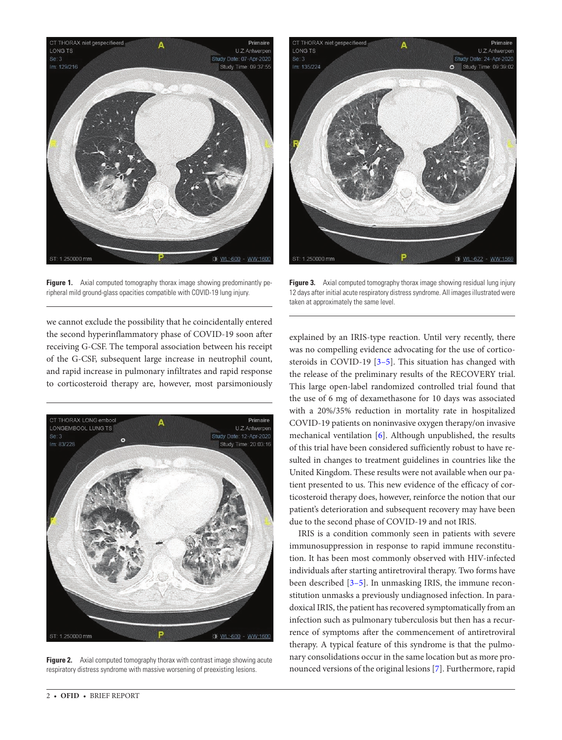Figure 1. Axial computed tomography thorax image showing predominantly peripheral mild ground-glass opacities compatible with COVID-19 lung injury.

we cannot exclude the possibility that he coincidentally entered the second hyperinflammatory phase of COVID-19 soon after receiving G-CSF. The temporal association between his receipt of the G-CSF, subsequent large increase in neutrophil count, and rapid increase in pulmonary infiltrates and rapid response to corticosteroid therapy are, however, most parsimoniously

Figure 2. Axial computed tomography thorax with contrast image showing acute respiratory distress syndrome with massive worsening of preexisting lesions.

Figure 3. Axial computed tomography thorax image showing residual lung injury 12 days after initial acute respiratory distress syndrome. All images illustrated were taken at approximately the same level.

explained by an IRIS-type reaction. Until very recently, there was no compelling evidence advocating for the use of corticosteroids in COVID-19 [3–5]. This situation has changed with the release of the preliminary results of the RECOVERY trial. This large open-label randomized controlled trial found that the use of 6 mg of dexamethasone for 10 days was associated with a 20%/35% reduction in mortality rate in hospitalized COVID-19 patients on noninvasive oxygen therapy/on invasive mechanical ventilation [6]. Although unpublished, the results of this trial have been considered sufficiently robust to have resulted in changes to treatment guidelines in countries like the United Kingdom. These results were not available when our patient presented to us. This new evidence of the efficacy of corticosteroid therapy does, however, reinforce the notion that our patient's deterioration and subsequent recovery may have been due to the second phase of COVID-19 and not IRIS.

IRIS is a condition commonly seen in patients with severe immunosuppression in response to rapid immune reconstitution. It has been most commonly observed with HIV-infected individuals after starting antiretroviral therapy. Two forms have been described [3–5]. In unmasking IRIS, the immune reconstitution unmasks a previously undiagnosed infection. In paradoxical IRIS, the patient has recovered symptomatically from an infection such as pulmonary tuberculosis but then has a recurrence of symptoms after the commencement of antiretroviral therapy. A typical feature of this syndrome is that the pulmonary consolidations occur in the same location but as more pronounced versions of the original lesions [7]. Furthermore, rapid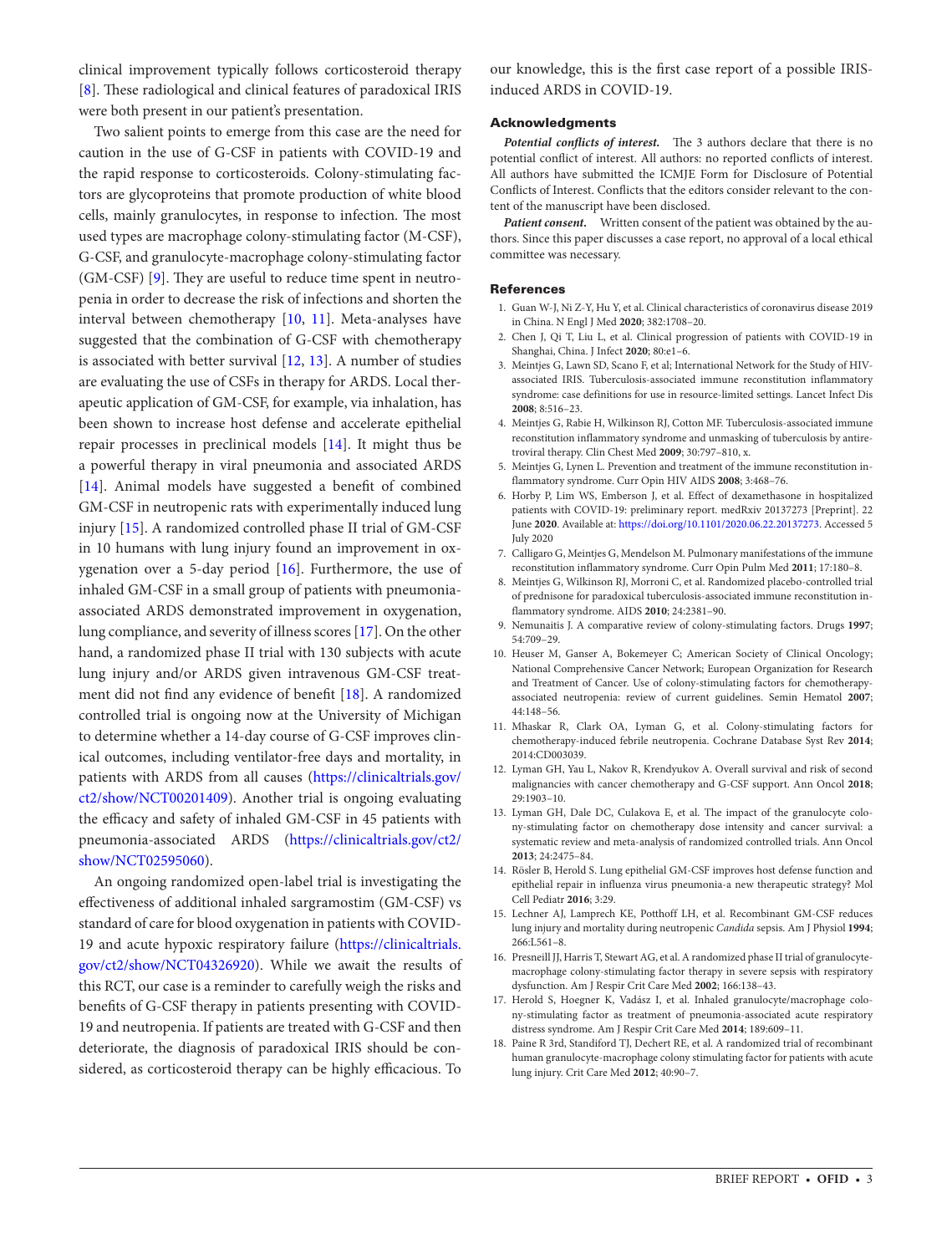clinical improvement typically follows corticosteroid therapy [8]. These radiological and clinical features of paradoxical IRIS were both present in our patient's presentation.

Two salient points to emerge from this case are the need for caution in the use of G-CSF in patients with COVID-19 and the rapid response to corticosteroids. Colony-stimulating factors are glycoproteins that promote production of white blood cells, mainly granulocytes, in response to infection. The most used types are macrophage colony-stimulating factor (M-CSF), G-CSF, and granulocyte-macrophage colony-stimulating factor (GM-CSF) [9]. They are useful to reduce time spent in neutropenia in order to decrease the risk of infections and shorten the interval between chemotherapy [10, 11]. Meta-analyses have suggested that the combination of G-CSF with chemotherapy is associated with better survival [12, 13]. A number of studies are evaluating the use of CSFs in therapy for ARDS. Local therapeutic application of GM-CSF, for example, via inhalation, has been shown to increase host defense and accelerate epithelial repair processes in preclinical models [14]. It might thus be a powerful therapy in viral pneumonia and associated ARDS [14]. Animal models have suggested a benefit of combined GM-CSF in neutropenic rats with experimentally induced lung injury [15]. A randomized controlled phase II trial of GM-CSF in 10 humans with lung injury found an improvement in oxygenation over a 5-day period [16]. Furthermore, the use of inhaled GM-CSF in a small group of patients with pneumonia-associated ARDS demonstrated improvement in oxygenation, lung compliance, and severity of illness scores [17]. On the other hand, a randomized phase II trial with 130 subjects with acute lung injury and/or ARDS given intravenous GM-CSF treatment did not find any evidence of benefit [18]. A randomized controlled trial is ongoing now at the University of Michigan to determine whether a 14-day course of G-CSF improves clinical outcomes, including ventilator-free days and mortality, in patients with ARDS from all causes (https://clinicaltrials.gov/ct2/show/NCT00201409). Another trial is ongoing evaluating the efficacy and safety of inhaled GM-CSF in 45 patients with pneumonia-associated ARDS (https://clinicaltrials.gov/ct2/show/NCT02595060).

An ongoing randomized open-label trial is investigating the effectiveness of additional inhaled sargramostim (GM-CSF) vs standard of care for blood oxygenation in patients with COVID-19 and acute hypoxic respiratory failure (https://clinicaltrials.gov/ct2/show/NCT04326920). While we await the results of this RCT, our case is a reminder to carefully weigh the risks and benefits of G-CSF therapy in patients presenting with COVID-19 and neutropenia. If patients are treated with G-CSF and then deteriorate, the diagnosis of paradoxical IRIS should be considered, as corticosteroid therapy can be highly efficacious. To our knowledge, this is the first case report of a possible IRIS-induced ARDS in COVID-19.

## Acknowledgments

***Potential conflicts of interest.*** The 3 authors declare that there is no potential conflict of interest. All authors: no reported conflicts of interest. All authors have submitted the ICMJE Form for Disclosure of Potential Conflicts of Interest. Conflicts that the editors consider relevant to the content of the manuscript have been disclosed.

***Patient consent.*** Written consent of the patient was obtained by the authors. Since this paper discusses a case report, no approval of a local ethical committee was necessary.

## References

1. Guan W-J, Ni Z-Y, Hu Y, et al. Clinical characteristics of coronavirus disease 2019 in China. N Engl J Med **2020**; 382:1708–20.
2. Chen J, Qi T, Liu L, et al. Clinical progression of patients with COVID-19 in Shanghai, China. J Infect **2020**; 80:e1–6.
3. Meintjes G, Lawn SD, Scano F, et al; International Network for the Study of HIV-associated IRIS. Tuberculosis-associated immune reconstitution inflammatory syndrome: case definitions for use in resource-limited settings. Lancet Infect Dis **2008**; 8:516–23.
4. Meintjes G, Rabie H, Wilkinson RJ, Cotton MF. Tuberculosis-associated immune reconstitution inflammatory syndrome and unmasking of tuberculosis by antiretroviral therapy. Clin Chest Med **2009**; 30:797–810, x.
5. Meintjes G, Lynen L. Prevention and treatment of the immune reconstitution inflammatory syndrome. Curr Opin HIV AIDS **2008**; 3:468–76.
6. Horby P, Lim WS, Emberson J, et al. Effect of dexamethasone in hospitalized patients with COVID-19: preliminary report. medRxiv 20137273 [Preprint]. 22 June **2020**. Available at: https://doi.org/10.1101/2020.06.22.20137273. Accessed 5 July 2020
7. Calligaro G, Meintjes G, Mendelson M. Pulmonary manifestations of the immune reconstitution inflammatory syndrome. Curr Opin Pulm Med **2011**; 17:180–8.
8. Meintjes G, Wilkinson RJ, Morroni C, et al. Randomized placebo-controlled trial of prednisone for paradoxical tuberculosis-associated immune reconstitution inflammatory syndrome. AIDS **2010**; 24:2381–90.
9. Nemunaitis J. A comparative review of colony-stimulating factors. Drugs **1997**; 54:709–29.
10. Heuser M, Ganser A, Bokemeyer C; American Society of Clinical Oncology; National Comprehensive Cancer Network; European Organization for Research and Treatment of Cancer. Use of colony-stimulating factors for chemotherapy-associated neutropenia: review of current guidelines. Semin Hematol **2007**; 44:148–56.
11. Mhaskar R, Clark OA, Lyman G, et al. Colony-stimulating factors for chemotherapy-induced febrile neutropenia. Cochrane Database Syst Rev **2014**; 2014:CD003039.
12. Lyman GH, Yau L, Nakov R, Krendyukov A. Overall survival and risk of second malignancies with cancer chemotherapy and G-CSF support. Ann Oncol **2018**; 29:1903–10.
13. Lyman GH, Dale DC, Culakova E, et al. The impact of the granulocyte colony-stimulating factor on chemotherapy dose intensity and cancer survival: a systematic review and meta-analysis of randomized controlled trials. Ann Oncol **2013**; 24:2475–84.
14. Rösler B, Herold S. Lung epithelial GM-CSF improves host defense function and epithelial repair in influenza virus pneumonia-a new therapeutic strategy? Mol Cell Pediatr **2016**; 3:29.
15. Lechner AJ, Lamprech KE, Potthoff LH, et al. Recombinant GM-CSF reduces lung injury and mortality during neutropenic *Candida* sepsis. Am J Physiol **1994**; 266:L561–8.
16. Presneill JJ, Harris T, Stewart AG, et al. A randomized phase II trial of granulocyte-macrophage colony-stimulating factor therapy in severe sepsis with respiratory dysfunction. Am J Respir Crit Care Med **2002**; 166:138–43.
17. Herold S, Hoegner K, Vadász I, et al. Inhaled granulocyte/macrophage colony-stimulating factor as treatment of pneumonia-associated acute respiratory distress syndrome. Am J Respir Crit Care Med **2014**; 189:609–11.
18. Paine R 3rd, Standiford TJ, Dechert RE, et al. A randomized trial of recombinant human granulocyte-macrophage colony stimulating factor for patients with acute lung injury. Crit Care Med **2012**; 40:90–7.